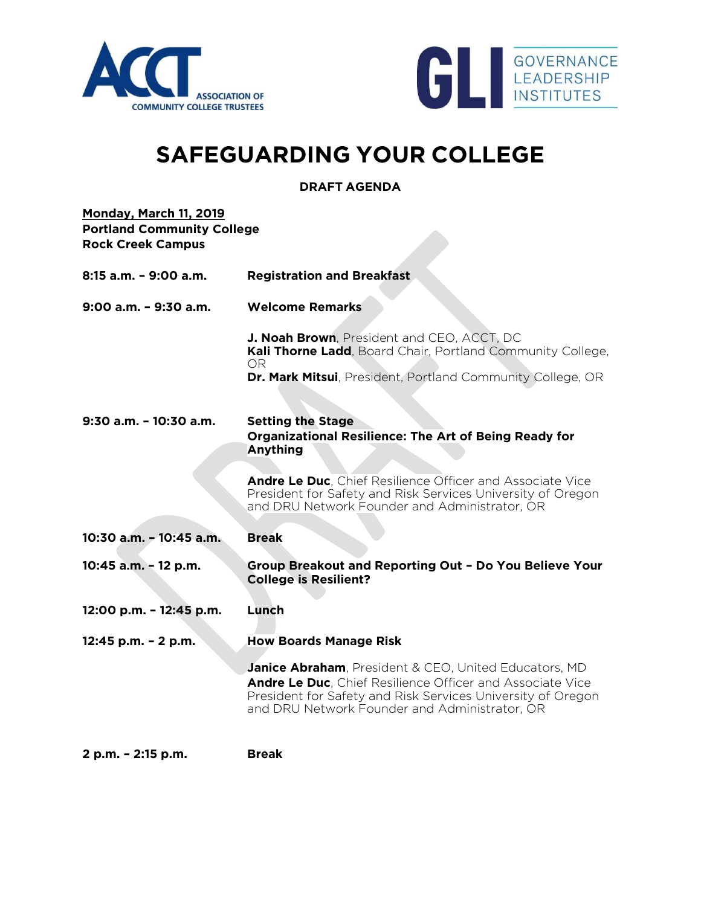# SAFEGUARDING YOUR COLLEGE

**DRAFT AGENDA**

**Monday, March 11, 2019**
**Portland Community College**
**Rock Creek Campus**

| | |
|---|---|
| **8:15 a.m. – 9:00 a.m.** | **Registration and Breakfast** |
| **9:00 a.m. – 9:30 a.m.** | **Welcome Remarks**<br><br>**J. Noah Brown**, President and CEO, ACCT, DC<br>**Kali Thorne Ladd**, Board Chair, Portland Community College, OR<br>**Dr. Mark Mitsui**, President, Portland Community College, OR |
| **9:30 a.m. – 10:30 a.m.** | **Setting the Stage**<br>**Organizational Resilience: The Art of Being Ready for Anything**<br><br>**Andre Le Duc**, Chief Resilience Officer and Associate Vice President for Safety and Risk Services University of Oregon and DRU Network Founder and Administrator, OR |
| **10:30 a.m. – 10:45 a.m.** | **Break** |
| **10:45 a.m. – 12 p.m.** | **Group Breakout and Reporting Out – Do You Believe Your College is Resilient?** |
| **12:00 p.m. – 12:45 p.m.** | **Lunch** |
| **12:45 p.m. – 2 p.m.** | **How Boards Manage Risk**<br><br>**Janice Abraham**, President & CEO, United Educators, MD<br>**Andre Le Duc**, Chief Resilience Officer and Associate Vice President for Safety and Risk Services University of Oregon and DRU Network Founder and Administrator, OR |
| **2 p.m. – 2:15 p.m.** | **Break** |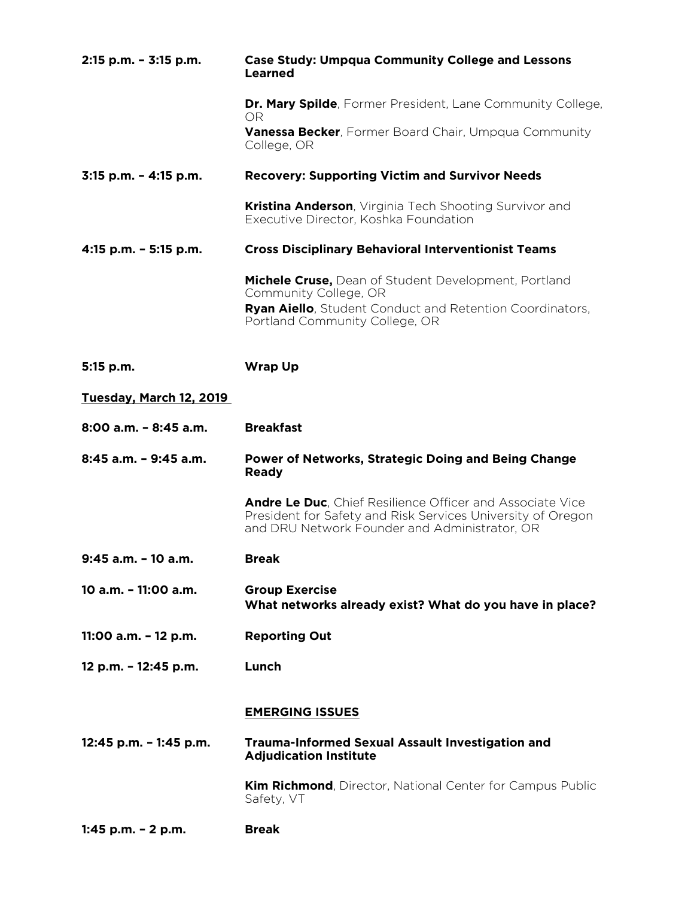**2:15 p.m. – 3:15 p.m.** **Case Study: Umpqua Community College and Lessons Learned**

**Dr. Mary Spilde**, Former President, Lane Community College, OR
**Vanessa Becker**, Former Board Chair, Umpqua Community College, OR

**3:15 p.m. – 4:15 p.m.** **Recovery: Supporting Victim and Survivor Needs**

**Kristina Anderson**, Virginia Tech Shooting Survivor and Executive Director, Koshka Foundation

**4:15 p.m. – 5:15 p.m.** **Cross Disciplinary Behavioral Interventionist Teams**

**Michele Cruse,** Dean of Student Development, Portland Community College, OR
**Ryan Aiello**, Student Conduct and Retention Coordinators, Portland Community College, OR

**5:15 p.m.** **Wrap Up**

## Tuesday, March 12, 2019

**8:00 a.m. – 8:45 a.m.** **Breakfast**

**8:45 a.m. – 9:45 a.m.** **Power of Networks, Strategic Doing and Being Change Ready**

**Andre Le Duc**, Chief Resilience Officer and Associate Vice President for Safety and Risk Services University of Oregon and DRU Network Founder and Administrator, OR

**9:45 a.m. – 10 a.m.** **Break**

**10 a.m. – 11:00 a.m.** **Group Exercise**
**What networks already exist? What do you have in place?**

**11:00 a.m. – 12 p.m.** **Reporting Out**

**12 p.m. – 12:45 p.m.** **Lunch**

## EMERGING ISSUES

**12:45 p.m. – 1:45 p.m.** **Trauma-Informed Sexual Assault Investigation and Adjudication Institute**

**Kim Richmond**, Director, National Center for Campus Public Safety, VT

**1:45 p.m. – 2 p.m.** **Break**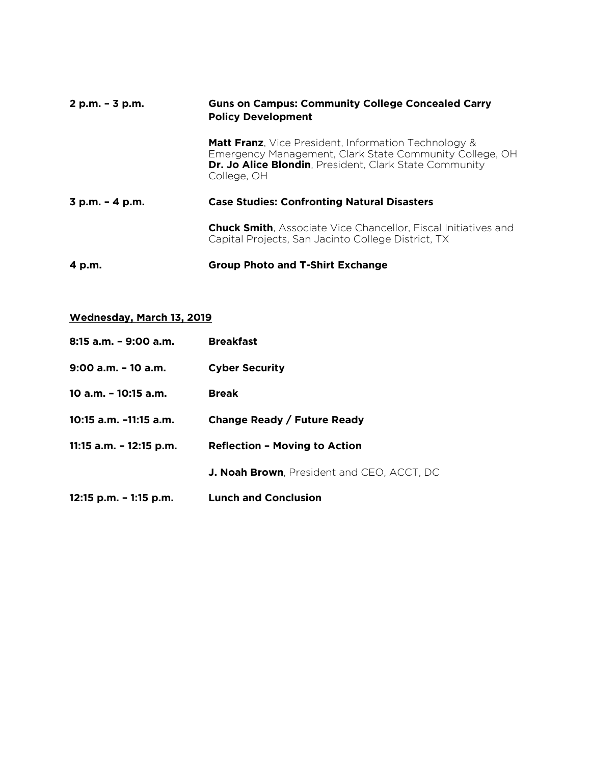**2 p.m. – 3 p.m.** **Guns on Campus: Community College Concealed Carry Policy Development**

**Matt Franz**, Vice President, Information Technology & Emergency Management, Clark State Community College, OH
**Dr. Jo Alice Blondin**, President, Clark State Community College, OH

**3 p.m. – 4 p.m.** **Case Studies: Confronting Natural Disasters**

**Chuck Smith**, Associate Vice Chancellor, Fiscal Initiatives and Capital Projects, San Jacinto College District, TX

**4 p.m.** **Group Photo and T-Shirt Exchange**

**Wednesday, March 13, 2019**

**8:15 a.m. – 9:00 a.m.** **Breakfast**

**9:00 a.m. – 10 a.m.** **Cyber Security**

**10 a.m. – 10:15 a.m.** **Break**

**10:15 a.m. –11:15 a.m.** **Change Ready / Future Ready**

**11:15 a.m. – 12:15 p.m.** **Reflection – Moving to Action**

**J. Noah Brown**, President and CEO, ACCT, DC

**12:15 p.m. – 1:15 p.m.** **Lunch and Conclusion**